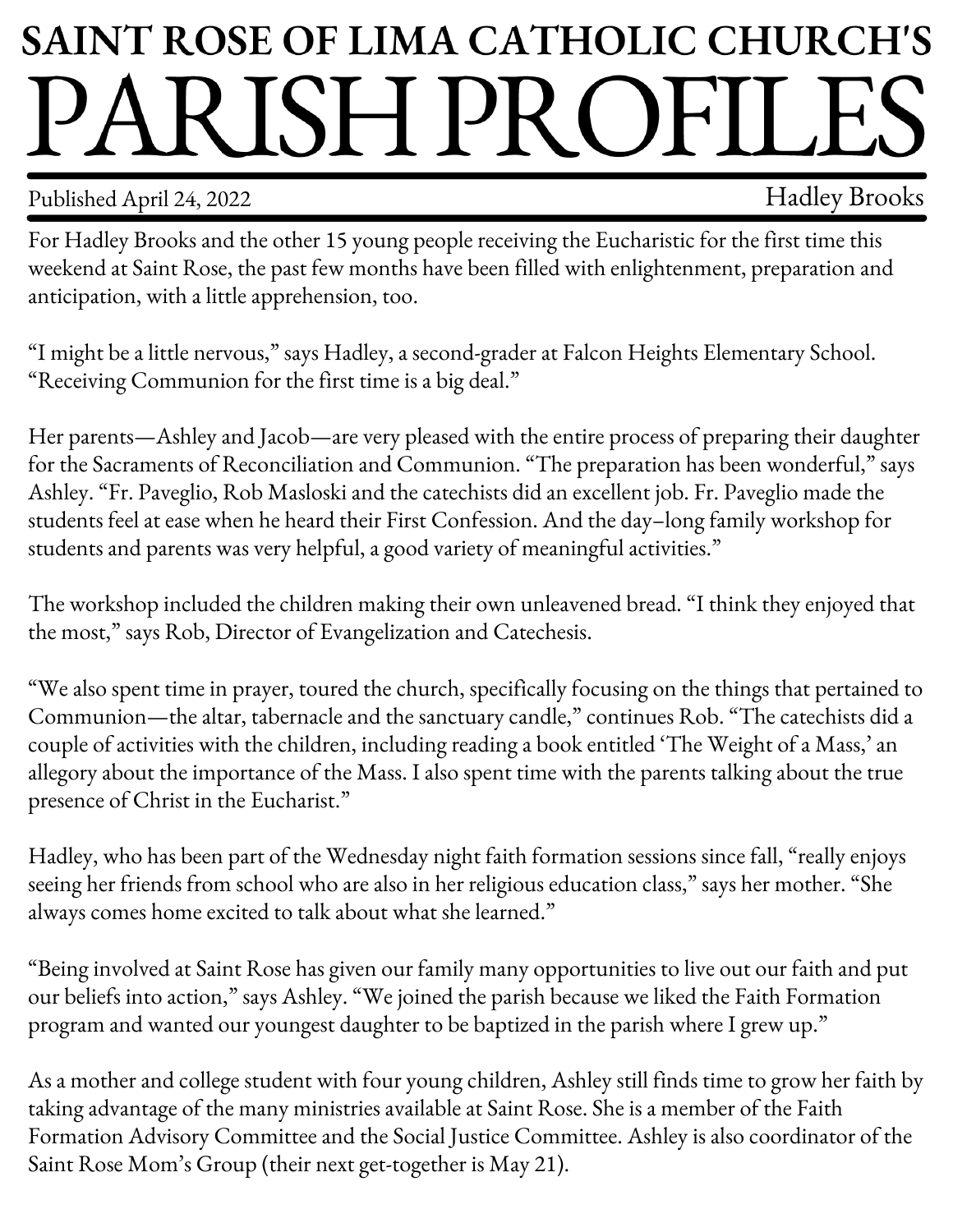# SAINT ROSE OF LIMA CATHOLIC CHURCH'S

# PARISH PROFILES

Published April 24, 2022 | Hadley Brooks

For Hadley Brooks and the other 15 young people receiving the Eucharistic for the first time this weekend at Saint Rose, the past few months have been filled with enlightenment, preparation and anticipation, with a little apprehension, too.

"I might be a little nervous," says Hadley, a second-grader at Falcon Heights Elementary School. "Receiving Communion for the first time is a big deal."

Her parents—Ashley and Jacob—are very pleased with the entire process of preparing their daughter for the Sacraments of Reconciliation and Communion. "The preparation has been wonderful," says Ashley. "Fr. Paveglio, Rob Masloski and the catechists did an excellent job. Fr. Paveglio made the students feel at ease when he heard their First Confession. And the day–long family workshop for students and parents was very helpful, a good variety of meaningful activities."

The workshop included the children making their own unleavened bread. "I think they enjoyed that the most," says Rob, Director of Evangelization and Catechesis.

"We also spent time in prayer, toured the church, specifically focusing on the things that pertained to Communion—the altar, tabernacle and the sanctuary candle," continues Rob. "The catechists did a couple of activities with the children, including reading a book entitled 'The Weight of a Mass,' an allegory about the importance of the Mass. I also spent time with the parents talking about the true presence of Christ in the Eucharist."

Hadley, who has been part of the Wednesday night faith formation sessions since fall, "really enjoys seeing her friends from school who are also in her religious education class," says her mother. "She always comes home excited to talk about what she learned."

"Being involved at Saint Rose has given our family many opportunities to live out our faith and put our beliefs into action," says Ashley. "We joined the parish because we liked the Faith Formation program and wanted our youngest daughter to be baptized in the parish where I grew up."

As a mother and college student with four young children, Ashley still finds time to grow her faith by taking advantage of the many ministries available at Saint Rose. She is a member of the Faith Formation Advisory Committee and the Social Justice Committee. Ashley is also coordinator of the Saint Rose Mom's Group (their next get-together is May 21).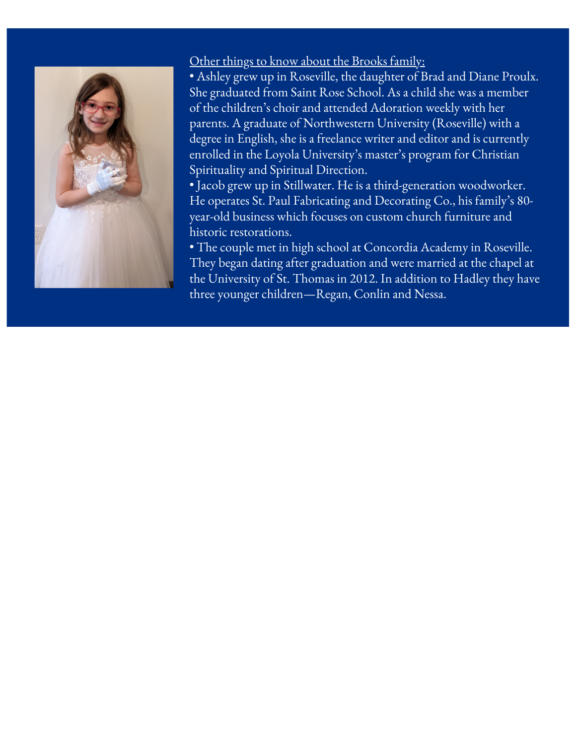Other things to know about the Brooks family:

- Ashley grew up in Roseville, the daughter of Brad and Diane Proulx. She graduated from Saint Rose School. As a child she was a member of the children's choir and attended Adoration weekly with her parents. A graduate of Northwestern University (Roseville) with a degree in English, she is a freelance writer and editor and is currently enrolled in the Loyola University's master's program for Christian Spirituality and Spiritual Direction.
- Jacob grew up in Stillwater. He is a third-generation woodworker. He operates St. Paul Fabricating and Decorating Co., his family's 80-year-old business which focuses on custom church furniture and historic restorations.
- The couple met in high school at Concordia Academy in Roseville. They began dating after graduation and were married at the chapel at the University of St. Thomas in 2012. In addition to Hadley they have three younger children—Regan, Conlin and Nessa.